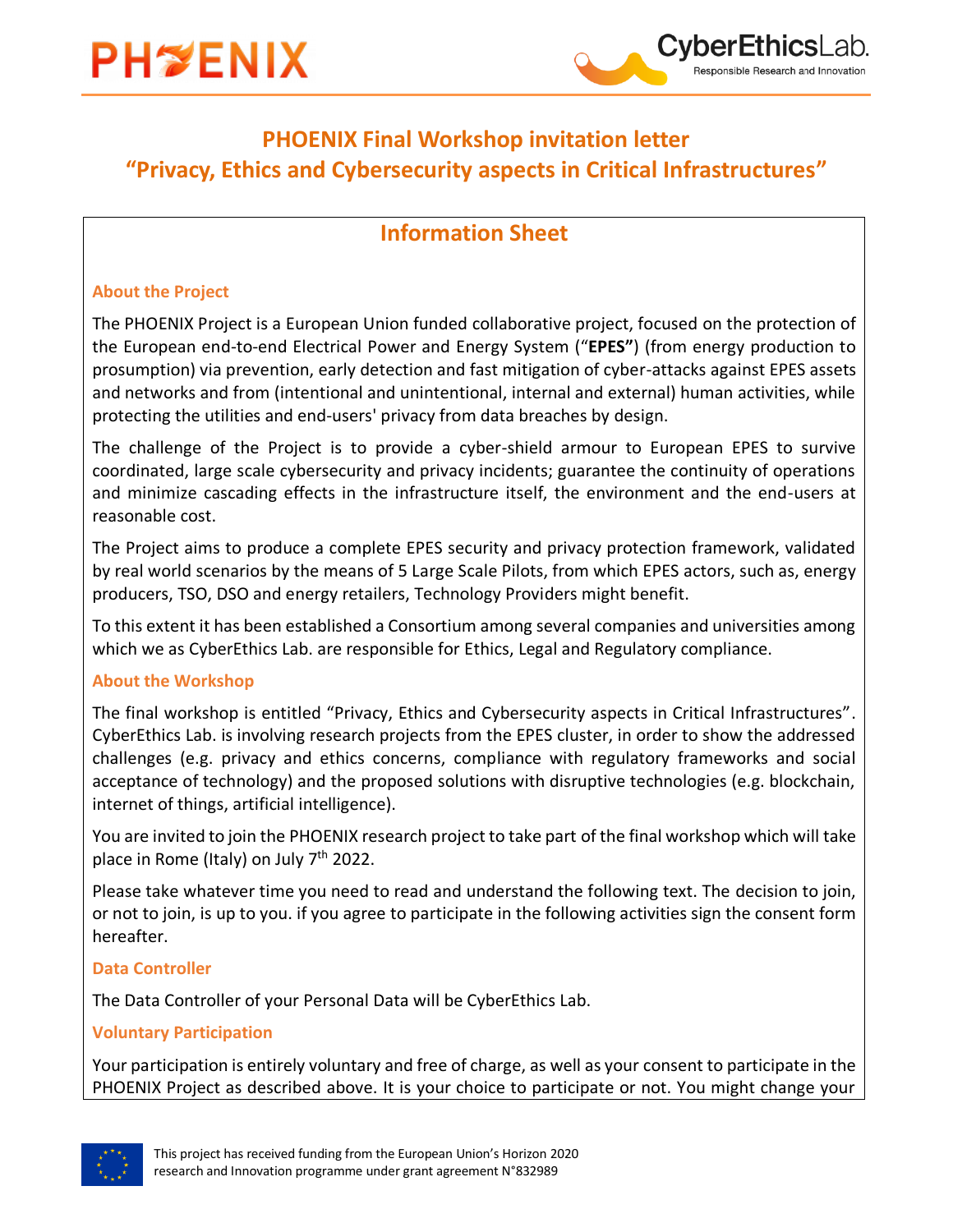# PHOENIX Final Workshop invitation letter
# "Privacy, Ethics and Cybersecurity aspects in Critical Infrastructures"

## Information Sheet

### About the Project

The PHOENIX Project is a European Union funded collaborative project, focused on the protection of the European end-to-end Electrical Power and Energy System ("**EPES"**) (from energy production to prosumption) via prevention, early detection and fast mitigation of cyber-attacks against EPES assets and networks and from (intentional and unintentional, internal and external) human activities, while protecting the utilities and end-users' privacy from data breaches by design.

The challenge of the Project is to provide a cyber-shield armour to European EPES to survive coordinated, large scale cybersecurity and privacy incidents; guarantee the continuity of operations and minimize cascading effects in the infrastructure itself, the environment and the end-users at reasonable cost.

The Project aims to produce a complete EPES security and privacy protection framework, validated by real world scenarios by the means of 5 Large Scale Pilots, from which EPES actors, such as, energy producers, TSO, DSO and energy retailers, Technology Providers might benefit.

To this extent it has been established a Consortium among several companies and universities among which we as CyberEthics Lab. are responsible for Ethics, Legal and Regulatory compliance.

### About the Workshop

The final workshop is entitled "Privacy, Ethics and Cybersecurity aspects in Critical Infrastructures". CyberEthics Lab. is involving research projects from the EPES cluster, in order to show the addressed challenges (e.g. privacy and ethics concerns, compliance with regulatory frameworks and social acceptance of technology) and the proposed solutions with disruptive technologies (e.g. blockchain, internet of things, artificial intelligence).

You are invited to join the PHOENIX research project to take part of the final workshop which will take place in Rome (Italy) on July 7th 2022.

Please take whatever time you need to read and understand the following text. The decision to join, or not to join, is up to you. if you agree to participate in the following activities sign the consent form hereafter.

### Data Controller

The Data Controller of your Personal Data will be CyberEthics Lab.

### Voluntary Participation

Your participation is entirely voluntary and free of charge, as well as your consent to participate in the PHOENIX Project as described above. It is your choice to participate or not. You might change your

This project has received funding from the European Union's Horizon 2020 research and Innovation programme under grant agreement N°832989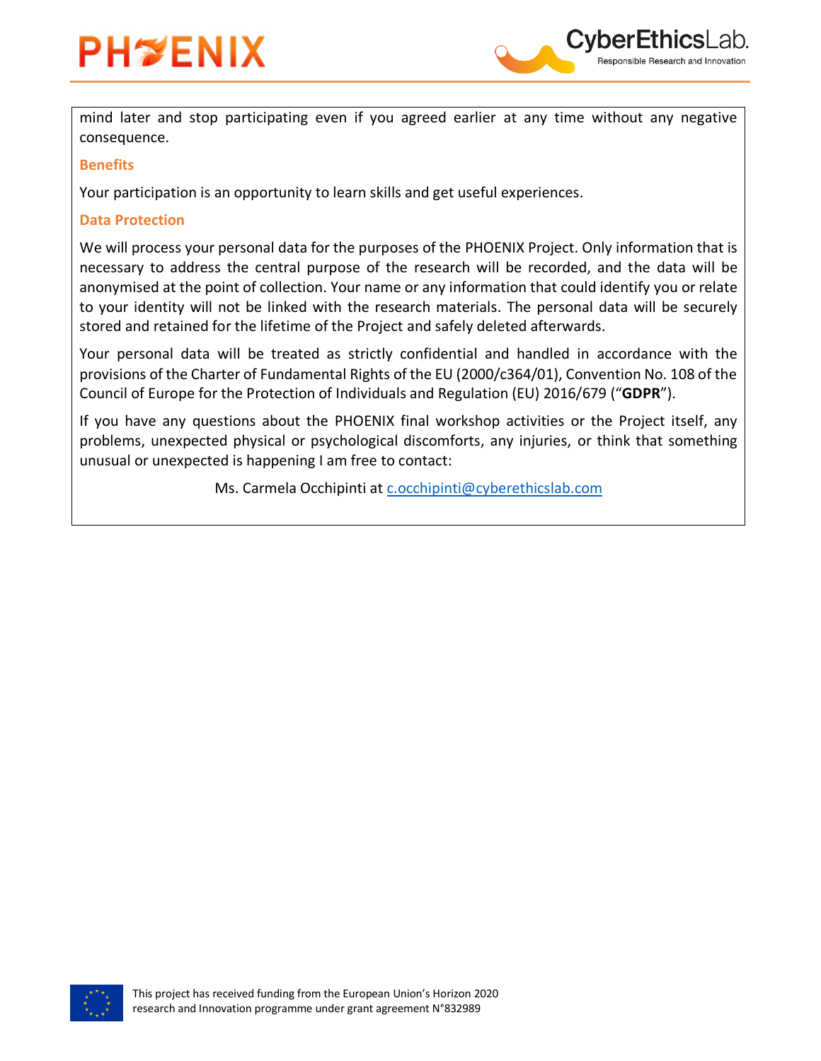mind later and stop participating even if you agreed earlier at any time without any negative consequence.

### Benefits

Your participation is an opportunity to learn skills and get useful experiences.

### Data Protection

We will process your personal data for the purposes of the PHOENIX Project. Only information that is necessary to address the central purpose of the research will be recorded, and the data will be anonymised at the point of collection. Your name or any information that could identify you or relate to your identity will not be linked with the research materials. The personal data will be securely stored and retained for the lifetime of the Project and safely deleted afterwards.

Your personal data will be treated as strictly confidential and handled in accordance with the provisions of the Charter of Fundamental Rights of the EU (2000/c364/01), Convention No. 108 of the Council of Europe for the Protection of Individuals and Regulation (EU) 2016/679 ("**GDPR**").

If you have any questions about the PHOENIX final workshop activities or the Project itself, any problems, unexpected physical or psychological discomforts, any injuries, or think that something unusual or unexpected is happening I am free to contact:

Ms. Carmela Occhipinti at c.occhipinti@cyberethicslab.com